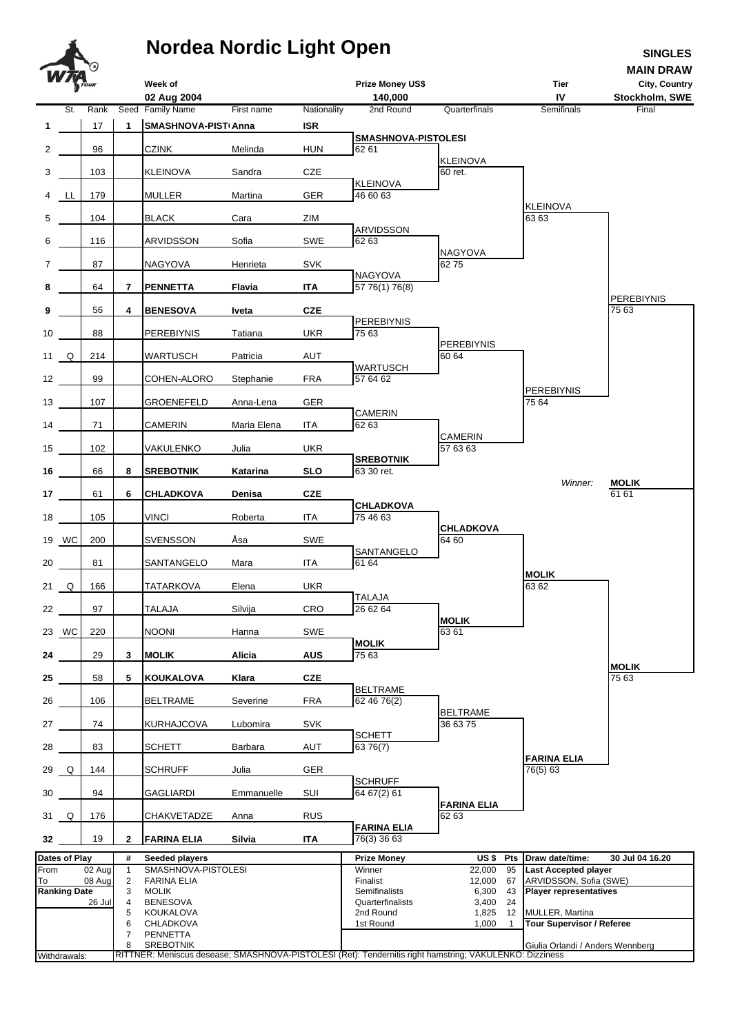# Nordea Nordic Light Open

**SINGLES**
**MAIN DRAW**

| Week of | Prize Money US$ | Tier | City, Country |
|---|---|---|---|
| 02 Aug 2004 | 140,000 | IV | Stockholm, SWE |

| # | St. | Rank | Seed | Family Name | First name | Nationality | 2nd Round | Quarterfinals | Semifinals | Final |
|---|---|---|---|---|---|---|---|---|---|---|
| **1** | | 17 | **1** | **SMASHNOVA-PISTOLESI** | **Anna** | **ISR** | | | | |
| | | | | | | | **SMASHNOVA-PISTOLESI** 62 61 | | | |
| 2 | | 96 | | CZINK | Melinda | HUN | | | | |
| | | | | | | | | KLEINOVA 60 ret. | | |
| 3 | | 103 | | KLEINOVA | Sandra | CZE | | | | |
| | | | | | | | KLEINOVA 46 60 63 | | | |
| 4 | LL | 179 | | MULLER | Martina | GER | | | | |
| | | | | | | | | | KLEINOVA 63 63 | |
| 5 | | 104 | | BLACK | Cara | ZIM | | | | |
| | | | | | | | ARVIDSSON 62 63 | | | |
| 6 | | 116 | | ARVIDSSON | Sofia | SWE | | | | |
| | | | | | | | | NAGYOVA 62 75 | | |
| 7 | | 87 | | NAGYOVA | Henrieta | SVK | | | | |
| | | | | | | | NAGYOVA 57 76(1) 76(8) | | | |
| **8** | | 64 | **7** | **PENNETTA** | **Flavia** | **ITA** | | | | |
| | | | | | | | | | | PEREBIYNIS 75 63 |
| **9** | | 56 | **4** | **BENESOVA** | **Iveta** | **CZE** | | | | |
| | | | | | | | PEREBIYNIS 75 63 | | | |
| 10 | | 88 | | PEREBIYNIS | Tatiana | UKR | | | | |
| | | | | | | | | PEREBIYNIS 60 64 | | |
| 11 | Q | 214 | | WARTUSCH | Patricia | AUT | | | | |
| | | | | | | | WARTUSCH 57 64 62 | | | |
| 12 | | 99 | | COHEN-ALORO | Stephanie | FRA | | | | |
| | | | | | | | | | PEREBIYNIS 75 64 | |
| 13 | | 107 | | GROENEFELD | Anna-Lena | GER | | | | |
| | | | | | | | CAMERIN 62 63 | | | |
| 14 | | 71 | | CAMERIN | Maria Elena | ITA | | | | |
| | | | | | | | | CAMERIN 57 63 63 | | |
| 15 | | 102 | | VAKULENKO | Julia | UKR | | | | |
| | | | | | | | **SREBOTNIK** 63 30 ret. | | | |
| **16** | | 66 | **8** | **SREBOTNIK** | **Katarina** | **SLO** | | | | |
| | | | | | | | | | *Winner:* | **MOLIK** 61 61 |
| **17** | | 61 | **6** | **CHLADKOVA** | **Denisa** | **CZE** | | | | |
| | | | | | | | **CHLADKOVA** 75 46 63 | | | |
| 18 | | 105 | | VINCI | Roberta | ITA | | | | |
| | | | | | | | | **CHLADKOVA** 64 60 | | |
| 19 | WC | 200 | | SVENSSON | Åsa | SWE | | | | |
| | | | | | | | SANTANGELO 61 64 | | | |
| 20 | | 81 | | SANTANGELO | Mara | ITA | | | | |
| | | | | | | | | | **MOLIK** 63 62 | |
| 21 | Q | 166 | | TATARKOVA | Elena | UKR | | | | |
| | | | | | | | TALAJA 26 62 64 | | | |
| 22 | | 97 | | TALAJA | Silvija | CRO | | | | |
| | | | | | | | | **MOLIK** 63 61 | | |
| 23 | WC | 220 | | NOONI | Hanna | SWE | | | | |
| | | | | | | | **MOLIK** 75 63 | | | |
| **24** | | 29 | **3** | **MOLIK** | **Alicia** | **AUS** | | | | |
| | | | | | | | | | | **MOLIK** 75 63 |
| **25** | | 58 | **5** | **KOUKALOVA** | **Klara** | **CZE** | | | | |
| | | | | | | | BELTRAME 62 46 76(2) | | | |
| 26 | | 106 | | BELTRAME | Severine | FRA | | | | |
| | | | | | | | | BELTRAME 36 63 75 | | |
| 27 | | 74 | | KURHAJCOVA | Lubomira | SVK | | | | |
| | | | | | | | SCHETT 63 76(7) | | | |
| 28 | | 83 | | SCHETT | Barbara | AUT | | | | |
| | | | | | | | | | **FARINA ELIA** 76(5) 63 | |
| 29 | Q | 144 | | SCHRUFF | Julia | GER | | | | |
| | | | | | | | SCHRUFF 64 67(2) 61 | | | |
| 30 | | 94 | | GAGLIARDI | Emmanuelle | SUI | | | | |
| | | | | | | | | **FARINA ELIA** 62 63 | | |
| 31 | Q | 176 | | CHAKVETADZE | Anna | RUS | | | | |
| | | | | | | | **FARINA ELIA** 76(3) 36 63 | | | |
| **32** | | 19 | **2** | **FARINA ELIA** | **Silvia** | **ITA** | | | | |

| Dates of Play | | # | Seeded players | Prize Money | US $ | Pts | Draw date/time: 30 Jul 04 16.20 |
|---|---|---|---|---|---|---|---|
| From | 02 Aug | 1 | SMASHNOVA-PISTOLESI | Winner | 22,000 | 95 | **Last Accepted player** |
| To | 08 Aug | 2 | FARINA ELIA | Finalist | 12,000 | 67 | ARVIDSSON, Sofia (SWE) |
| **Ranking Date** | | 3 | MOLIK | Semifinalists | 6,300 | 43 | **Player representatives** |
| | 26 Jul | 4 | BENESOVA | Quarterfinalists | 3,400 | 24 | |
| | | 5 | KOUKALOVA | 2nd Round | 1,825 | 12 | MULLER, Martina |
| | | 6 | CHLADKOVA | 1st Round | 1,000 | 1 | **Tour Supervisor / Referee** |
| | | 7 | PENNETTA | | | | |
| | | 8 | SREBOTNIK | | | | Giulia Orlandi / Anders Wennberg |

Withdrawals: RITTNER: Meniscus desease; SMASHNOVA-PISTOLESI (Ret): Tendernitis right hamstring; VAKULENKO: Dizziness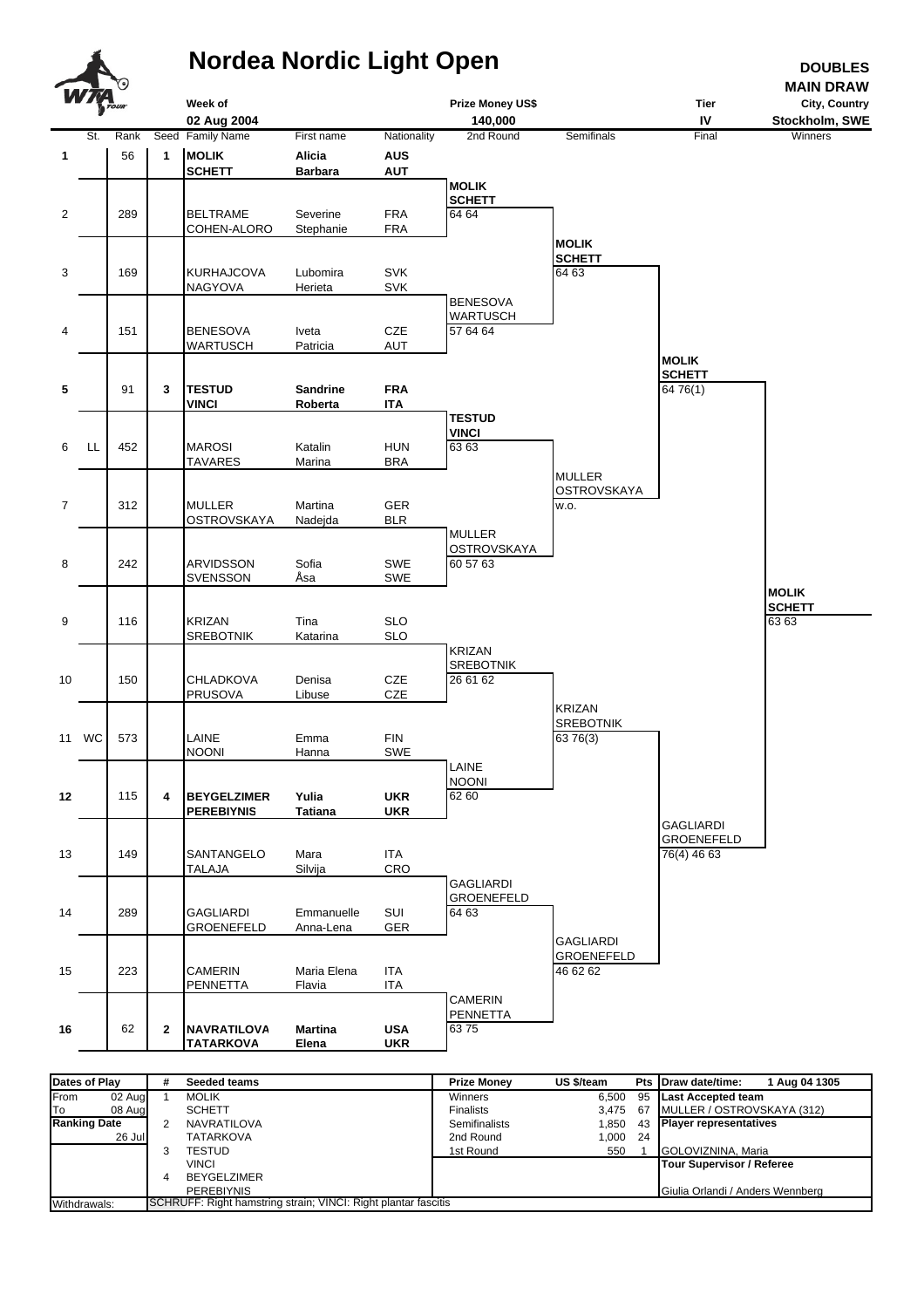# Nordea Nordic Light Open

**DOUBLES**
**MAIN DRAW**

| Week of | Prize Money US$ | Tier | City, Country |
|---|---|---|---|
| 02 Aug 2004 | 140,000 | IV | Stockholm, SWE |

| # | St. | Rank | Seed | Family Name | First name | Nationality |
|---|---|---|---|---|---|---|
| **1** | | 56 | **1** | **MOLIK** / **SCHETT** | **Alicia** / **Barbara** | **AUS** / **AUT** |
| 2 | | 289 | | BELTRAME / COHEN-ALORO | Severine / Stephanie | FRA / FRA |
| 3 | | 169 | | KURHAJCOVA / NAGYOVA | Lubomira / Herieta | SVK / SVK |
| 4 | | 151 | | BENESOVA / WARTUSCH | Iveta / Patricia | CZE / AUT |
| **5** | | 91 | **3** | **TESTUD** / **VINCI** | **Sandrine** / **Roberta** | **FRA** / **ITA** |
| 6 | LL | 452 | | MAROSI / TAVARES | Katalin / Marina | HUN / BRA |
| 7 | | 312 | | MULLER / OSTROVSKAYA | Martina / Nadejda | GER / BLR |
| 8 | | 242 | | ARVIDSSON / SVENSSON | Sofia / Åsa | SWE / SWE |
| 9 | | 116 | | KRIZAN / SREBOTNIK | Tina / Katarina | SLO / SLO |
| 10 | | 150 | | CHLADKOVA / PRUSOVA | Denisa / Libuse | CZE / CZE |
| 11 | WC | 573 | | LAINE / NOONI | Emma / Hanna | FIN / SWE |
| **12** | | 115 | **4** | **BEYGELZIMER** / **PEREBIYNIS** | **Yulia** / **Tatiana** | **UKR** / **UKR** |
| 13 | | 149 | | SANTANGELO / TALAJA | Mara / Silvija | ITA / CRO |
| 14 | | 289 | | GAGLIARDI / GROENEFELD | Emmanuelle / Anna-Lena | SUI / GER |
| 15 | | 223 | | CAMERIN / PENNETTA | Maria Elena / Flavia | ITA / ITA |
| **16** | | 62 | **2** | **NAVRATILOVA** / **TATARKOVA** | **Martina** / **Elena** | **USA** / **UKR** |

**2nd Round**

- **MOLIK / SCHETT** 64 64
- BENESOVA / WARTUSCH 57 64 64
- **TESTUD / VINCI** 63 63
- MULLER / OSTROVSKAYA 60 57 63
- KRIZAN / SREBOTNIK 26 61 62
- LAINE / NOONI 62 60
- GAGLIARDI / GROENEFELD 64 63
- CAMERIN / PENNETTA 63 75

**Semifinals**

- **MOLIK / SCHETT** 64 63
- MULLER / OSTROVSKAYA w.o.
- KRIZAN / SREBOTNIK 63 76(3)
- GAGLIARDI / GROENEFELD 46 62 62

**Final**

- **MOLIK / SCHETT** 64 76(1)
- GAGLIARDI / GROENEFELD 76(4) 46 63

**Winners**

- **MOLIK / SCHETT** 63 63

| Dates of Play | | # | Seeded teams | Prize Money | US $/team | Pts | Draw date/time: 1 Aug 04 1305 |
|---|---|---|---|---|---|---|---|
| From | 02 Aug | 1 | MOLIK / SCHETT | Winners | 6,500 | 95 | **Last Accepted team** |
| To | 08 Aug | | | Finalists | 3,475 | 67 | MULLER / OSTROVSKAYA (312) |
| **Ranking Date** | | 2 | NAVRATILOVA / TATARKOVA | Semifinalists | 1,850 | 43 | **Player representatives** |
| | 26 Jul | | | 2nd Round | 1,000 | 24 | |
| | | 3 | TESTUD / VINCI | 1st Round | 550 | 1 | GOLOVIZNINA, Maria |
| | | 4 | BEYGELZIMER / PEREBIYNIS | | | | **Tour Supervisor / Referee** |
| | | | | | | | Giulia Orlandi / Anders Wennberg |

Withdrawals: SCHRUFF: Right hamstring strain; VINCI: Right plantar fascitis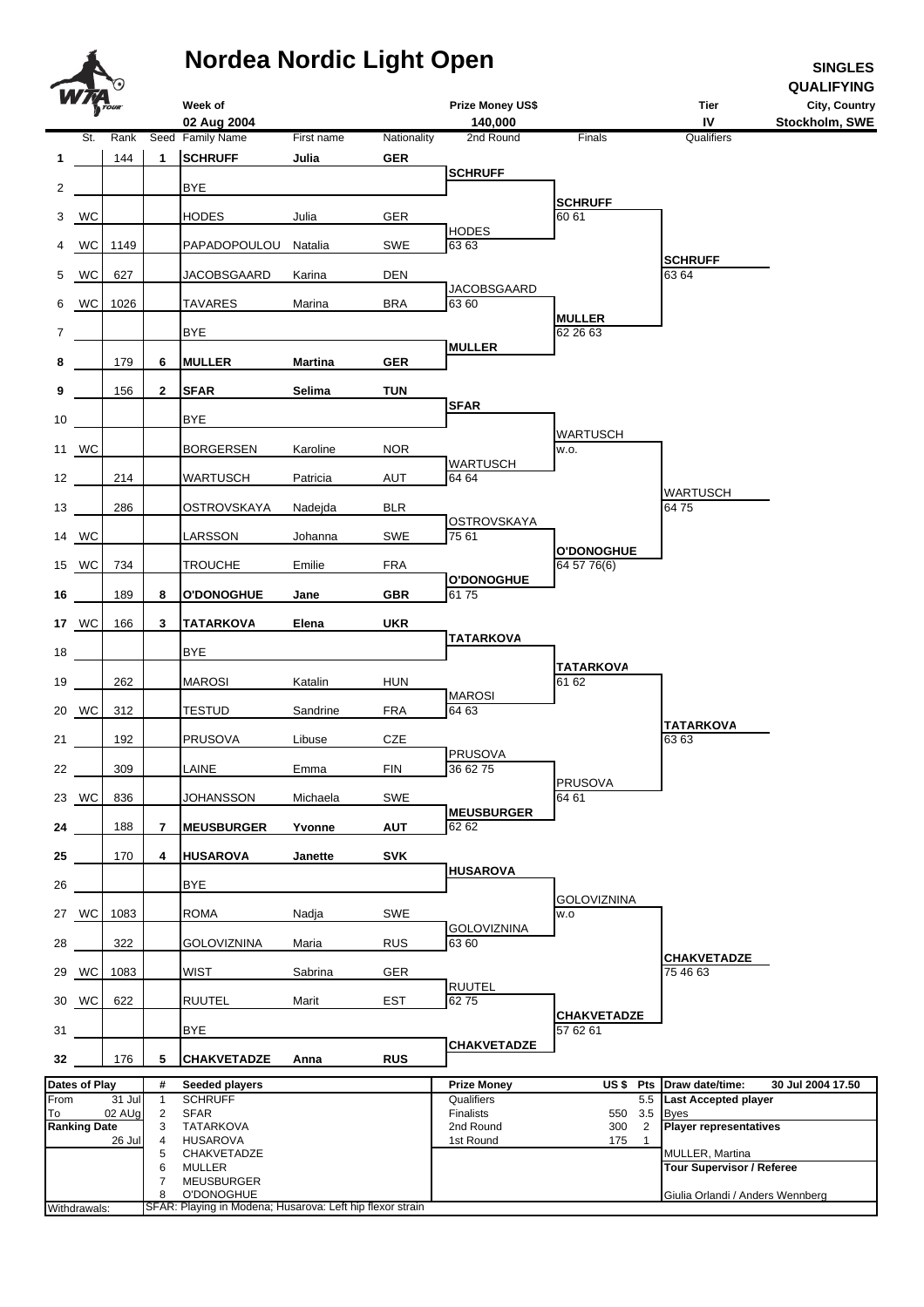# Nordea Nordic Light Open

**SINGLES QUALIFYING**

| Week of | Prize Money US$ | Tier | City, Country |
|---|---|---|---|
| 02 Aug 2004 | 140,000 | IV | Stockholm, SWE |

| # | St. | Rank | Seed | Family Name | First name | Nationality | 2nd Round | Finals | Qualifiers |
|---|---|---|---|---|---|---|---|---|---|
| 1 | | 144 | 1 | **SCHRUFF** | **Julia** | **GER** | | | |
| | | | | | | | **SCHRUFF** | | |
| 2 | | | | BYE | | | | | |
| | | | | | | | | **SCHRUFF** 60 61 | |
| 3 | WC | | | HODES | Julia | GER | | | |
| | | | | | | | HODES 63 63 | | |
| 4 | WC | 1149 | | PAPADOPOULOU | Natalia | SWE | | | |
| | | | | | | | | | **SCHRUFF** 63 64 |
| 5 | WC | 627 | | JACOBSGAARD | Karina | DEN | | | |
| | | | | | | | JACOBSGAARD 63 60 | | |
| 6 | WC | 1026 | | TAVARES | Marina | BRA | | | |
| | | | | | | | | **MULLER** 62 26 63 | |
| 7 | | | | BYE | | | | | |
| | | | | | | | **MULLER** | | |
| 8 | | 179 | 6 | **MULLER** | **Martina** | **GER** | | | |
| 9 | | 156 | 2 | **SFAR** | **Selima** | **TUN** | | | |
| | | | | | | | **SFAR** | | |
| 10 | | | | BYE | | | | | |
| | | | | | | | | WARTUSCH w.o. | |
| 11 | WC | | | BORGERSEN | Karoline | NOR | | | |
| | | | | | | | WARTUSCH 64 64 | | |
| 12 | | 214 | | WARTUSCH | Patricia | AUT | | | |
| | | | | | | | | | WARTUSCH 64 75 |
| 13 | | 286 | | OSTROVSKAYA | Nadejda | BLR | | | |
| | | | | | | | OSTROVSKAYA 75 61 | | |
| 14 | WC | | | LARSSON | Johanna | SWE | | | |
| | | | | | | | | **O'DONOGHUE** 64 57 76(6) | |
| 15 | WC | 734 | | TROUCHE | Emilie | FRA | | | |
| | | | | | | | **O'DONOGHUE** 61 75 | | |
| 16 | | 189 | 8 | **O'DONOGHUE** | **Jane** | **GBR** | | | |
| 17 | WC | 166 | 3 | **TATARKOVA** | **Elena** | **UKR** | | | |
| | | | | | | | **TATARKOVA** | | |
| 18 | | | | BYE | | | | | |
| | | | | | | | | **TATARKOVA** 61 62 | |
| 19 | | 262 | | MAROSI | Katalin | HUN | | | |
| | | | | | | | MAROSI 64 63 | | |
| 20 | WC | 312 | | TESTUD | Sandrine | FRA | | | |
| | | | | | | | | | **TATARKOVA** 63 63 |
| 21 | | 192 | | PRUSOVA | Libuse | CZE | | | |
| | | | | | | | PRUSOVA 36 62 75 | | |
| 22 | | 309 | | LAINE | Emma | FIN | | | |
| | | | | | | | | PRUSOVA 64 61 | |
| 23 | WC | 836 | | JOHANSSON | Michaela | SWE | | | |
| | | | | | | | **MEUSBURGER** 62 62 | | |
| 24 | | 188 | 7 | **MEUSBURGER** | **Yvonne** | **AUT** | | | |
| 25 | | 170 | 4 | **HUSAROVA** | **Janette** | **SVK** | | | |
| | | | | | | | **HUSAROVA** | | |
| 26 | | | | BYE | | | | | |
| | | | | | | | | GOLOVIZNINA w.o | |
| 27 | WC | 1083 | | ROMA | Nadja | SWE | | | |
| | | | | | | | GOLOVIZNINA 63 60 | | |
| 28 | | 322 | | GOLOVIZNINA | Maria | RUS | | | |
| | | | | | | | | | **CHAKVETADZE** 75 46 63 |
| 29 | WC | 1083 | | WIST | Sabrina | GER | | | |
| | | | | | | | RUUTEL 62 75 | | |
| 30 | WC | 622 | | RUUTEL | Marit | EST | | | |
| | | | | | | | | **CHAKVETADZE** 57 62 61 | |
| 31 | | | | BYE | | | | | |
| | | | | | | | **CHAKVETADZE** | | |
| 32 | | 176 | 5 | **CHAKVETADZE** | **Anna** | **RUS** | | | |

| Dates of Play | | # | Seeded players | Prize Money | US $ | Pts | Draw date/time: 30 Jul 2004 17.50 |
|---|---|---|---|---|---|---|---|
| From | 31 Jul | 1 | SCHRUFF | Qualifiers | | 5.5 | **Last Accepted player** |
| To | 02 AUg | 2 | SFAR | Finalists | 550 | 3.5 | Byes |
| **Ranking Date** | | 3 | TATARKOVA | 2nd Round | 300 | 2 | **Player representatives** |
| | 26 Jul | 4 | HUSAROVA | 1st Round | 175 | 1 | |
| | | 5 | CHAKVETADZE | | | | MULLER, Martina |
| | | 6 | MULLER | | | | **Tour Supervisor / Referee** |
| | | 7 | MEUSBURGER | | | | |
| | | 8 | O'DONOGHUE | | | | Giulia Orlandi / Anders Wennberg |

Withdrawals: SFAR: Playing in Modena; Husarova: Left hip flexor strain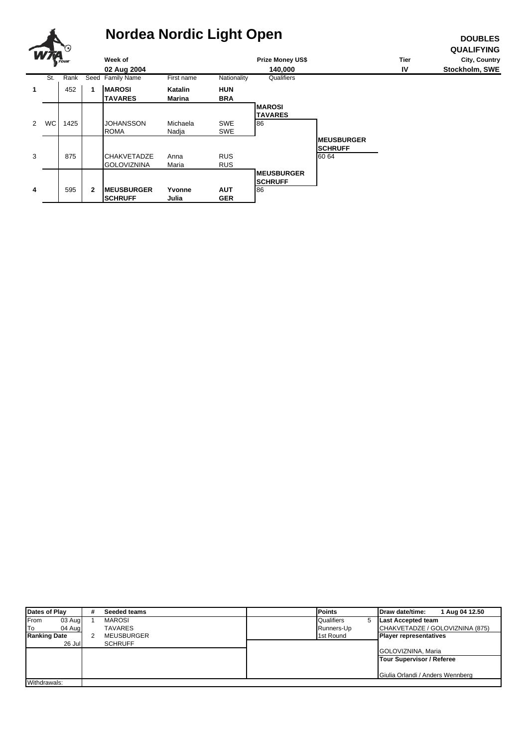# Nordea Nordic Light Open

**DOUBLES QUALIFYING**

| Week of | Prize Money US$ | Tier | City, Country |
|---|---|---|---|
| **02 Aug 2004** | **140,000** | **IV** | **Stockholm, SWE** |

| | St. | Rank | Seed | Family Name | First name | Nationality | Qualifiers | |
|---|---|---|---|---|---|---|---|---|
| **1** | | 452 | **1** | **MAROSI** | **Katalin** | **HUN** | | |
| | | | | **TAVARES** | **Marina** | **BRA** | | |
| | | | | | | | **MAROSI** | |
| | | | | | | | **TAVARES** | |
| 2 | WC | 1425 | | JOHANSSON | Michaela | SWE | 86 | |
| | | | | ROMA | Nadja | SWE | | |
| | | | | | | | | **MEUSBURGER** |
| | | | | | | | | **SCHRUFF** |
| 3 | | 875 | | CHAKVETADZE | Anna | RUS | | 60 64 |
| | | | | GOLOVIZNINA | Maria | RUS | | |
| | | | | | | | **MEUSBURGER** | |
| | | | | | | | **SCHRUFF** | |
| **4** | | 595 | **2** | **MEUSBURGER** | **Yvonne** | **AUT** | 86 | |
| | | | | **SCHRUFF** | **Julia** | **GER** | | |

| Dates of Play | | # | Seeded teams | Points | | Draw date/time: 1 Aug 04 12.50 |
|---|---|---|---|---|---|---|
| From | 03 Aug | 1 | MAROSI | Qualifiers | 5 | **Last Accepted team** |
| To | 04 Aug | | TAVARES | Runners-Up | | CHAKVETADZE / GOLOVIZNINA (875) |
| **Ranking Date** | | 2 | MEUSBURGER | 1st Round | | **Player representatives** |
| | 26 Jul | | SCHRUFF | | | GOLOVIZNINA, Maria |
| | | | | | | **Tour Supervisor / Referee** |
| | | | | | | Giulia Orlandi / Anders Wennberg |
| Withdrawals: | | | | | | |